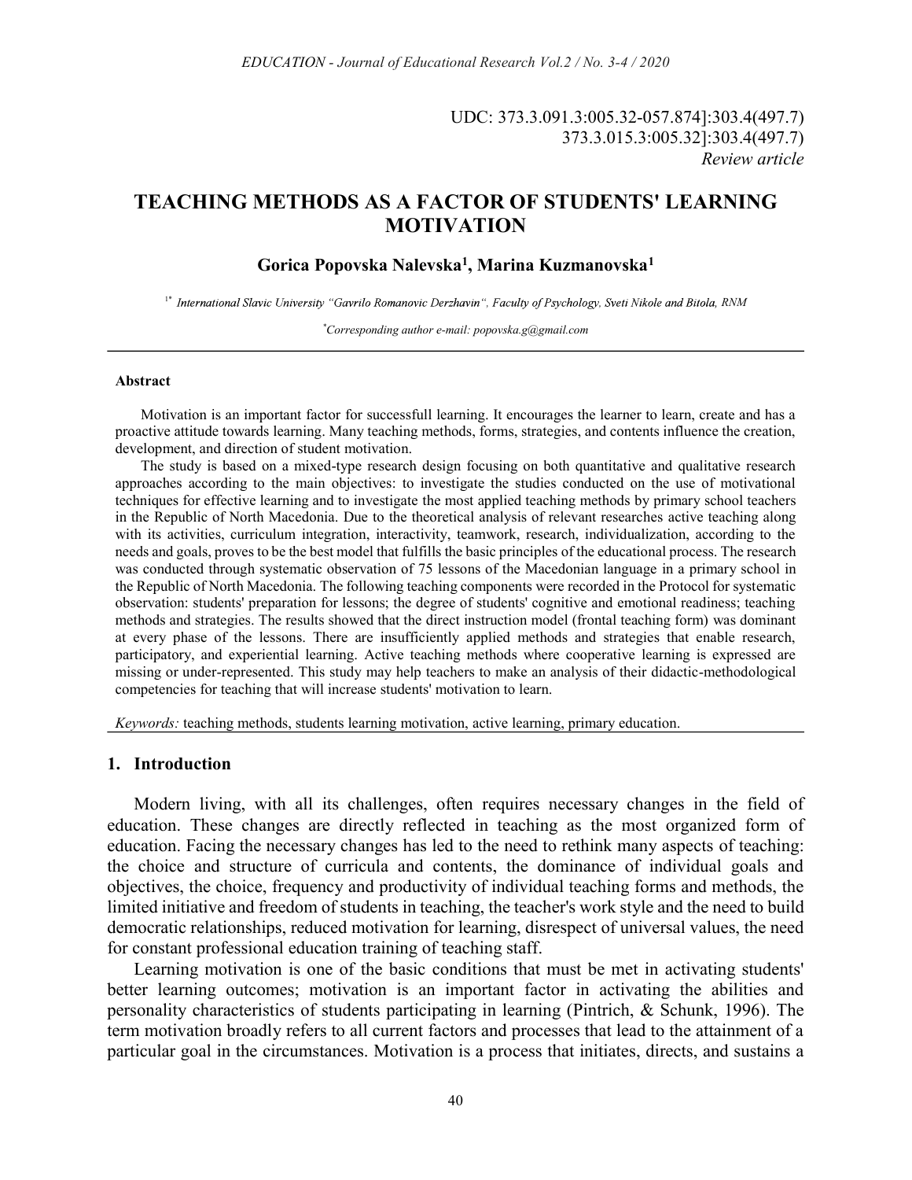UDC: 373.3.091.3:005.32-057.874]:303.4(497.7)
373.3.015.3:005.32]:303.4(497.7)
*Review article*

# TEACHING METHODS AS A FACTOR OF STUDENTS' LEARNING MOTIVATION

**Gorica Popovska Nalevska[1], Marina Kuzmanovska[1]**

[1*] *International Slavic University "Gavrilo Romanovic Derzhavin", Faculty of Psychology, Sveti Nikole and Bitola, RNM*

[*] *Corresponding author e-mail: popovska.g@gmail.com*

---

#### Abstract

Motivation is an important factor for successfull learning. It encourages the learner to learn, create and has a proactive attitude towards learning. Many teaching methods, forms, strategies, and contents influence the creation, development, and direction of student motivation.

The study is based on a mixed-type research design focusing on both quantitative and qualitative research approaches according to the main objectives: to investigate the studies conducted on the use of motivational techniques for effective learning and to investigate the most applied teaching methods by primary school teachers in the Republic of North Macedonia. Due to the theoretical analysis of relevant researches active teaching along with its activities, curriculum integration, interactivity, teamwork, research, individualization, according to the needs and goals, proves to be the best model that fulfills the basic principles of the educational process. The research was conducted through systematic observation of 75 lessons of the Macedonian language in a primary school in the Republic of North Macedonia. The following teaching components were recorded in the Protocol for systematic observation: students' preparation for lessons; the degree of students' cognitive and emotional readiness; teaching methods and strategies. The results showed that the direct instruction model (frontal teaching form) was dominant at every phase of the lessons. There are insufficiently applied methods and strategies that enable research, participatory, and experiential learning. Active teaching methods where cooperative learning is expressed are missing or under-represented. This study may help teachers to make an analysis of their didactic-methodological competencies for teaching that will increase students' motivation to learn.

*Keywords:* teaching methods, students learning motivation, active learning, primary education.

---

## 1. Introduction

Modern living, with all its challenges, often requires necessary changes in the field of education. These changes are directly reflected in teaching as the most organized form of education. Facing the necessary changes has led to the need to rethink many aspects of teaching: the choice and structure of curricula and contents, the dominance of individual goals and objectives, the choice, frequency and productivity of individual teaching forms and methods, the limited initiative and freedom of students in teaching, the teacher's work style and the need to build democratic relationships, reduced motivation for learning, disrespect of universal values, the need for constant professional education training of teaching staff.

Learning motivation is one of the basic conditions that must be met in activating students' better learning outcomes; motivation is an important factor in activating the abilities and personality characteristics of students participating in learning (Pintrich, & Schunk, 1996). The term motivation broadly refers to all current factors and processes that lead to the attainment of a particular goal in the circumstances. Motivation is a process that initiates, directs, and sustains a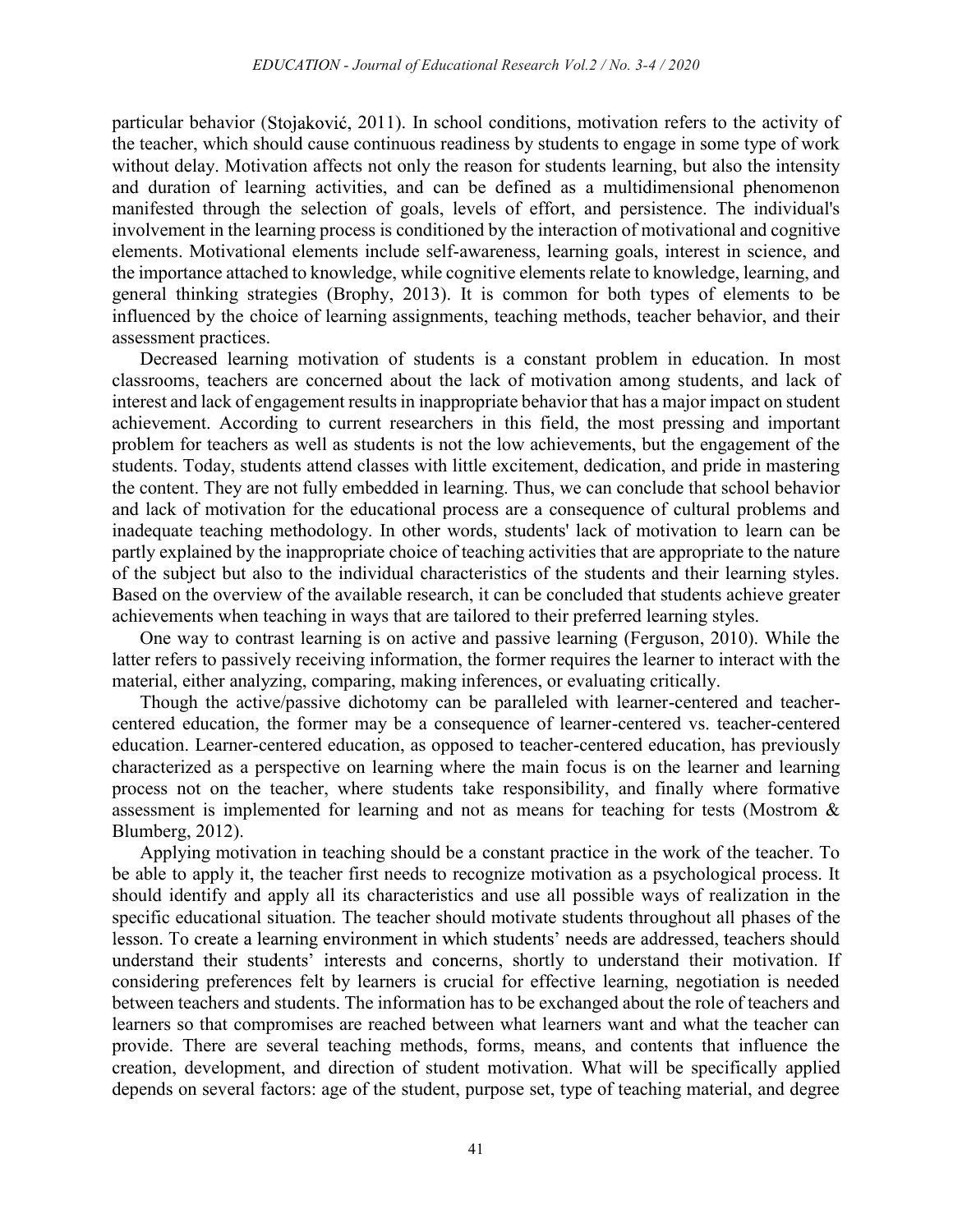particular behavior (Stojaković, 2011). In school conditions, motivation refers to the activity of the teacher, which should cause continuous readiness by students to engage in some type of work without delay. Motivation affects not only the reason for students learning, but also the intensity and duration of learning activities, and can be defined as a multidimensional phenomenon manifested through the selection of goals, levels of effort, and persistence. The individual's involvement in the learning process is conditioned by the interaction of motivational and cognitive elements. Motivational elements include self-awareness, learning goals, interest in science, and the importance attached to knowledge, while cognitive elements relate to knowledge, learning, and general thinking strategies (Brophy, 2013). It is common for both types of elements to be influenced by the choice of learning assignments, teaching methods, teacher behavior, and their assessment practices.

Decreased learning motivation of students is a constant problem in education. In most classrooms, teachers are concerned about the lack of motivation among students, and lack of interest and lack of engagement results in inappropriate behavior that has a major impact on student achievement. According to current researchers in this field, the most pressing and important problem for teachers as well as students is not the low achievements, but the engagement of the students. Today, students attend classes with little excitement, dedication, and pride in mastering the content. They are not fully embedded in learning. Thus, we can conclude that school behavior and lack of motivation for the educational process are a consequence of cultural problems and inadequate teaching methodology. In other words, students' lack of motivation to learn can be partly explained by the inappropriate choice of teaching activities that are appropriate to the nature of the subject but also to the individual characteristics of the students and their learning styles. Based on the overview of the available research, it can be concluded that students achieve greater achievements when teaching in ways that are tailored to their preferred learning styles.

One way to contrast learning is on active and passive learning (Ferguson, 2010). While the latter refers to passively receiving information, the former requires the learner to interact with the material, either analyzing, comparing, making inferences, or evaluating critically.

Though the active/passive dichotomy can be paralleled with learner-centered and teacher-centered education, the former may be a consequence of learner-centered vs. teacher-centered education. Learner-centered education, as opposed to teacher-centered education, has previously characterized as a perspective on learning where the main focus is on the learner and learning process not on the teacher, where students take responsibility, and finally where formative assessment is implemented for learning and not as means for teaching for tests (Mostrom & Blumberg, 2012).

Applying motivation in teaching should be a constant practice in the work of the teacher. To be able to apply it, the teacher first needs to recognize motivation as a psychological process. It should identify and apply all its characteristics and use all possible ways of realization in the specific educational situation. The teacher should motivate students throughout all phases of the lesson. To create a learning environment in which students' needs are addressed, teachers should understand their students' interests and concerns, shortly to understand their motivation. If considering preferences felt by learners is crucial for effective learning, negotiation is needed between teachers and students. The information has to be exchanged about the role of teachers and learners so that compromises are reached between what learners want and what the teacher can provide. There are several teaching methods, forms, means, and contents that influence the creation, development, and direction of student motivation. What will be specifically applied depends on several factors: age of the student, purpose set, type of teaching material, and degree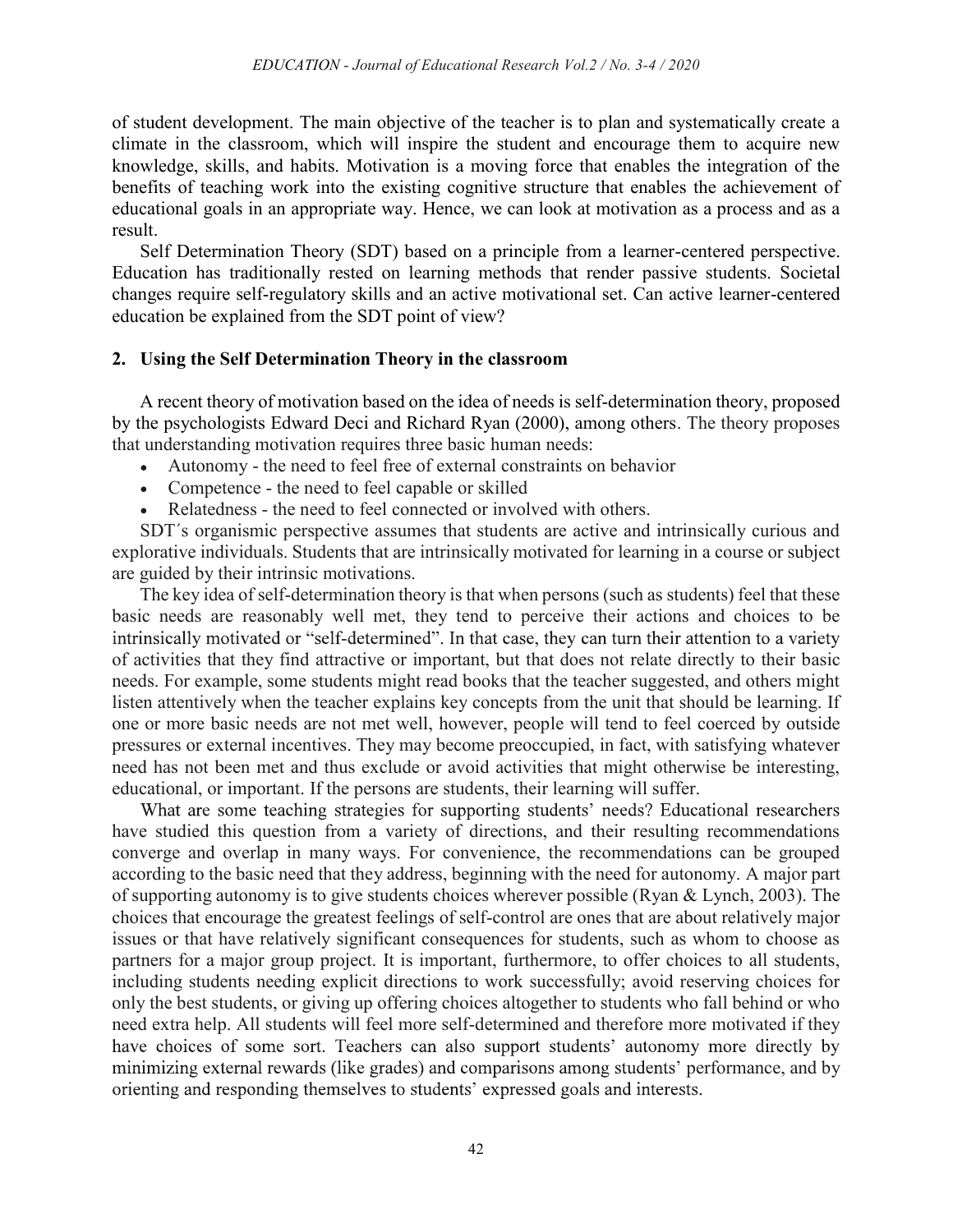of student development. The main objective of the teacher is to plan and systematically create a climate in the classroom, which will inspire the student and encourage them to acquire new knowledge, skills, and habits. Motivation is a moving force that enables the integration of the benefits of teaching work into the existing cognitive structure that enables the achievement of educational goals in an appropriate way. Hence, we can look at motivation as a process and as a result.

Self Determination Theory (SDT) based on a principle from a learner-centered perspective. Education has traditionally rested on learning methods that render passive students. Societal changes require self-regulatory skills and an active motivational set. Can active learner-centered education be explained from the SDT point of view?

## 2. Using the Self Determination Theory in the classroom

A recent theory of motivation based on the idea of needs is self-determination theory, proposed by the psychologists Edward Deci and Richard Ryan (2000), among others. The theory proposes that understanding motivation requires three basic human needs:

- Autonomy - the need to feel free of external constraints on behavior
- Competence - the need to feel capable or skilled
- Relatedness - the need to feel connected or involved with others.

SDT´s organismic perspective assumes that students are active and intrinsically curious and explorative individuals. Students that are intrinsically motivated for learning in a course or subject are guided by their intrinsic motivations.

The key idea of self-determination theory is that when persons (such as students) feel that these basic needs are reasonably well met, they tend to perceive their actions and choices to be intrinsically motivated or "self-determined". In that case, they can turn their attention to a variety of activities that they find attractive or important, but that does not relate directly to their basic needs. For example, some students might read books that the teacher suggested, and others might listen attentively when the teacher explains key concepts from the unit that should be learning. If one or more basic needs are not met well, however, people will tend to feel coerced by outside pressures or external incentives. They may become preoccupied, in fact, with satisfying whatever need has not been met and thus exclude or avoid activities that might otherwise be interesting, educational, or important. If the persons are students, their learning will suffer.

What are some teaching strategies for supporting students' needs? Educational researchers have studied this question from a variety of directions, and their resulting recommendations converge and overlap in many ways. For convenience, the recommendations can be grouped according to the basic need that they address, beginning with the need for autonomy. A major part of supporting autonomy is to give students choices wherever possible (Ryan & Lynch, 2003). The choices that encourage the greatest feelings of self-control are ones that are about relatively major issues or that have relatively significant consequences for students, such as whom to choose as partners for a major group project. It is important, furthermore, to offer choices to all students, including students needing explicit directions to work successfully; avoid reserving choices for only the best students, or giving up offering choices altogether to students who fall behind or who need extra help. All students will feel more self-determined and therefore more motivated if they have choices of some sort. Teachers can also support students' autonomy more directly by minimizing external rewards (like grades) and comparisons among students' performance, and by orienting and responding themselves to students' expressed goals and interests.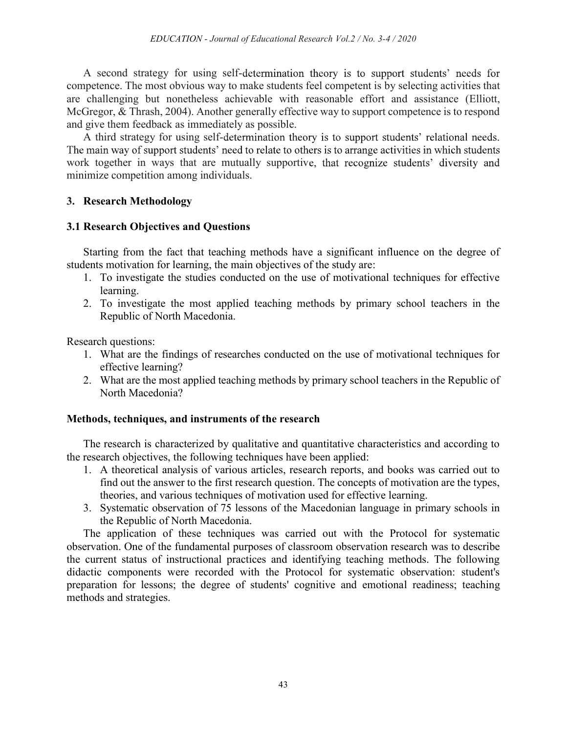A second strategy for using self-determination theory is to support students' needs for competence. The most obvious way to make students feel competent is by selecting activities that are challenging but nonetheless achievable with reasonable effort and assistance (Elliott, McGregor, & Thrash, 2004). Another generally effective way to support competence is to respond and give them feedback as immediately as possible.

A third strategy for using self-determination theory is to support students' relational needs. The main way of support students' need to relate to others is to arrange activities in which students work together in ways that are mutually supportive, that recognize students' diversity and minimize competition among individuals.

## 3. Research Methodology

### 3.1 Research Objectives and Questions

Starting from the fact that teaching methods have a significant influence on the degree of students motivation for learning, the main objectives of the study are:

1. To investigate the studies conducted on the use of motivational techniques for effective learning.
2. To investigate the most applied teaching methods by primary school teachers in the Republic of North Macedonia.

Research questions:

1. What are the findings of researches conducted on the use of motivational techniques for effective learning?
2. What are the most applied teaching methods by primary school teachers in the Republic of North Macedonia?

### Methods, techniques, and instruments of the research

The research is characterized by qualitative and quantitative characteristics and according to the research objectives, the following techniques have been applied:

1. A theoretical analysis of various articles, research reports, and books was carried out to find out the answer to the first research question. The concepts of motivation are the types, theories, and various techniques of motivation used for effective learning.
3. Systematic observation of 75 lessons of the Macedonian language in primary schools in the Republic of North Macedonia.

The application of these techniques was carried out with the Protocol for systematic observation. One of the fundamental purposes of classroom observation research was to describe the current status of instructional practices and identifying teaching methods. The following didactic components were recorded with the Protocol for systematic observation: student's preparation for lessons; the degree of students' cognitive and emotional readiness; teaching methods and strategies.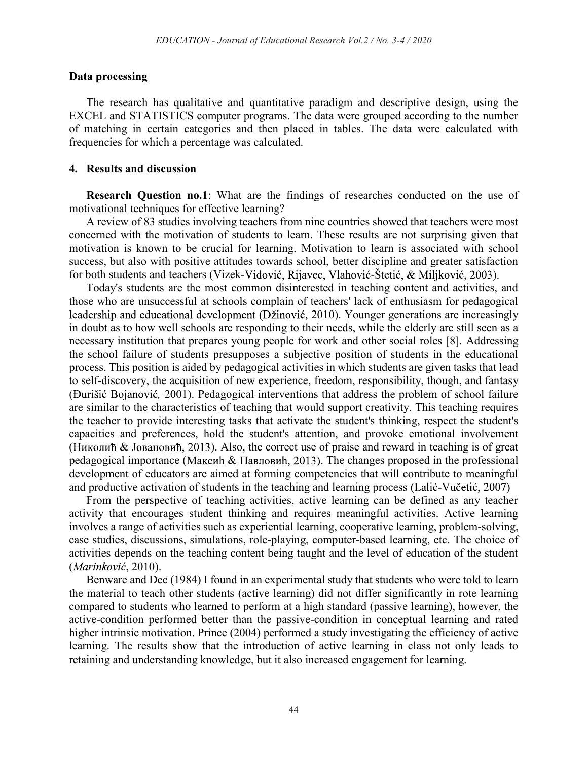### Data processing

The research has qualitative and quantitative paradigm and descriptive design, using the EXCEL and STATISTICS computer programs. The data were grouped according to the number of matching in certain categories and then placed in tables. The data were calculated with frequencies for which a percentage was calculated.

## 4. Results and discussion

**Research Question no.1**: What are the findings of researches conducted on the use of motivational techniques for effective learning?

A review of 83 studies involving teachers from nine countries showed that teachers were most concerned with the motivation of students to learn. These results are not surprising given that motivation is known to be crucial for learning. Motivation to learn is associated with school success, but also with positive attitudes towards school, better discipline and greater satisfaction for both students and teachers (Vizek-Vidović, Rijavec, Vlahović-Štetić, & Miljković, 2003).

Today's students are the most common disinterested in teaching content and activities, and those who are unsuccessful at schools complain of teachers' lack of enthusiasm for pedagogical leadership and educational development (Džinović, 2010). Younger generations are increasingly in doubt as to how well schools are responding to their needs, while the elderly are still seen as a necessary institution that prepares young people for work and other social roles [8]. Addressing the school failure of students presupposes a subjective position of students in the educational process. This position is aided by pedagogical activities in which students are given tasks that lead to self-discovery, the acquisition of new experience, freedom, responsibility, though, and fantasy (Đurišić Bojanović*,* 2001). Pedagogical interventions that address the problem of school failure are similar to the characteristics of teaching that would support creativity. This teaching requires the teacher to provide interesting tasks that activate the student's thinking, respect the student's capacities and preferences, hold the student's attention, and provoke emotional involvement (Николић & Јовановић, 2013). Also, the correct use of praise and reward in teaching is of great pedagogical importance (Максић & Павловић, 2013). The changes proposed in the professional development of educators are aimed at forming competencies that will contribute to meaningful and productive activation of students in the teaching and learning process (Lalić-Vučetić, 2007)

From the perspective of teaching activities, active learning can be defined as any teacher activity that encourages student thinking and requires meaningful activities. Active learning involves a range of activities such as experiential learning, cooperative learning, problem-solving, case studies, discussions, simulations, role-playing, computer-based learning, etc. The choice of activities depends on the teaching content being taught and the level of education of the student (*Marinković*, 2010).

Benware and Dec (1984) I found in an experimental study that students who were told to learn the material to teach other students (active learning) did not differ significantly in rote learning compared to students who learned to perform at a high standard (passive learning), however, the active-condition performed better than the passive-condition in conceptual learning and rated higher intrinsic motivation. Prince (2004) performed a study investigating the efficiency of active learning. The results show that the introduction of active learning in class not only leads to retaining and understanding knowledge, but it also increased engagement for learning.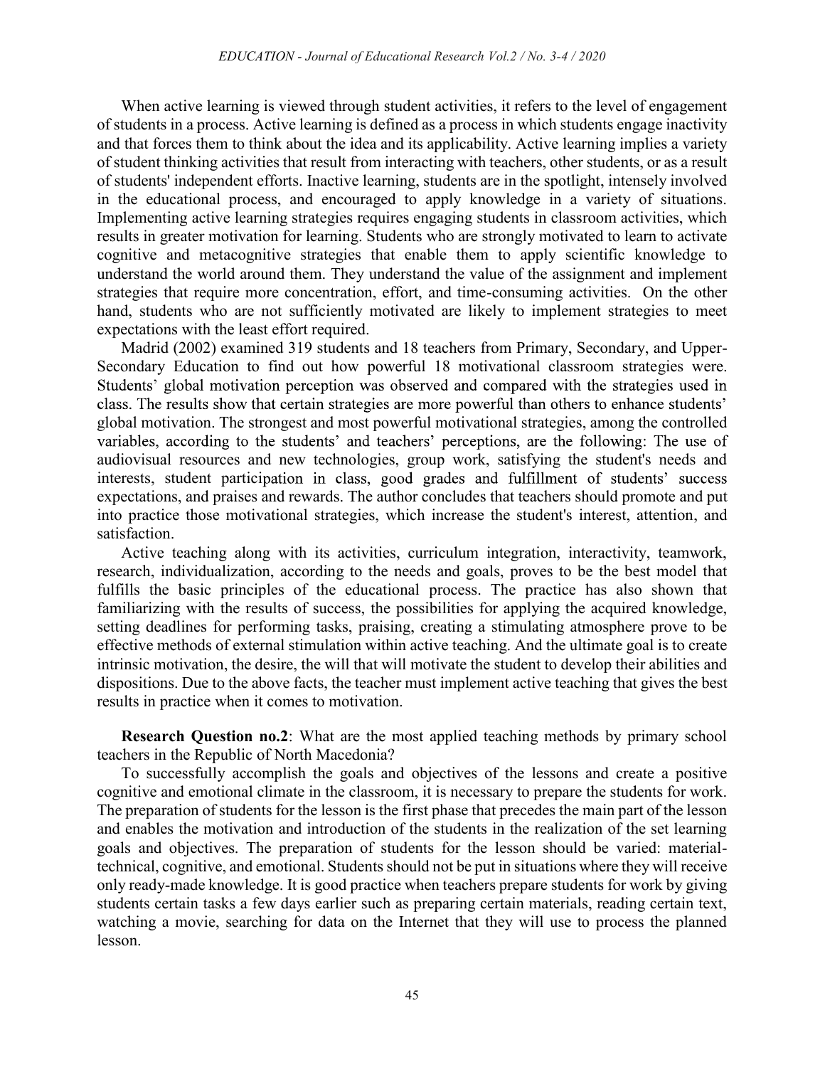When active learning is viewed through student activities, it refers to the level of engagement of students in a process. Active learning is defined as a process in which students engage inactivity and that forces them to think about the idea and its applicability. Active learning implies a variety of student thinking activities that result from interacting with teachers, other students, or as a result of students' independent efforts. Inactive learning, students are in the spotlight, intensely involved in the educational process, and encouraged to apply knowledge in a variety of situations. Implementing active learning strategies requires engaging students in classroom activities, which results in greater motivation for learning. Students who are strongly motivated to learn to activate cognitive and metacognitive strategies that enable them to apply scientific knowledge to understand the world around them. They understand the value of the assignment and implement strategies that require more concentration, effort, and time-consuming activities. On the other hand, students who are not sufficiently motivated are likely to implement strategies to meet expectations with the least effort required.

Madrid (2002) examined 319 students and 18 teachers from Primary, Secondary, and Upper-Secondary Education to find out how powerful 18 motivational classroom strategies were. Students' global motivation perception was observed and compared with the strategies used in class. The results show that certain strategies are more powerful than others to enhance students' global motivation. The strongest and most powerful motivational strategies, among the controlled variables, according to the students' and teachers' perceptions, are the following: The use of audiovisual resources and new technologies, group work, satisfying the student's needs and interests, student participation in class, good grades and fulfillment of students' success expectations, and praises and rewards. The author concludes that teachers should promote and put into practice those motivational strategies, which increase the student's interest, attention, and satisfaction.

Active teaching along with its activities, curriculum integration, interactivity, teamwork, research, individualization, according to the needs and goals, proves to be the best model that fulfills the basic principles of the educational process. The practice has also shown that familiarizing with the results of success, the possibilities for applying the acquired knowledge, setting deadlines for performing tasks, praising, creating a stimulating atmosphere prove to be effective methods of external stimulation within active teaching. And the ultimate goal is to create intrinsic motivation, the desire, the will that will motivate the student to develop their abilities and dispositions. Due to the above facts, the teacher must implement active teaching that gives the best results in practice when it comes to motivation.

**Research Question no.2**: What are the most applied teaching methods by primary school teachers in the Republic of North Macedonia?

To successfully accomplish the goals and objectives of the lessons and create a positive cognitive and emotional climate in the classroom, it is necessary to prepare the students for work. The preparation of students for the lesson is the first phase that precedes the main part of the lesson and enables the motivation and introduction of the students in the realization of the set learning goals and objectives. The preparation of students for the lesson should be varied: material-technical, cognitive, and emotional. Students should not be put in situations where they will receive only ready-made knowledge. It is good practice when teachers prepare students for work by giving students certain tasks a few days earlier such as preparing certain materials, reading certain text, watching a movie, searching for data on the Internet that they will use to process the planned lesson.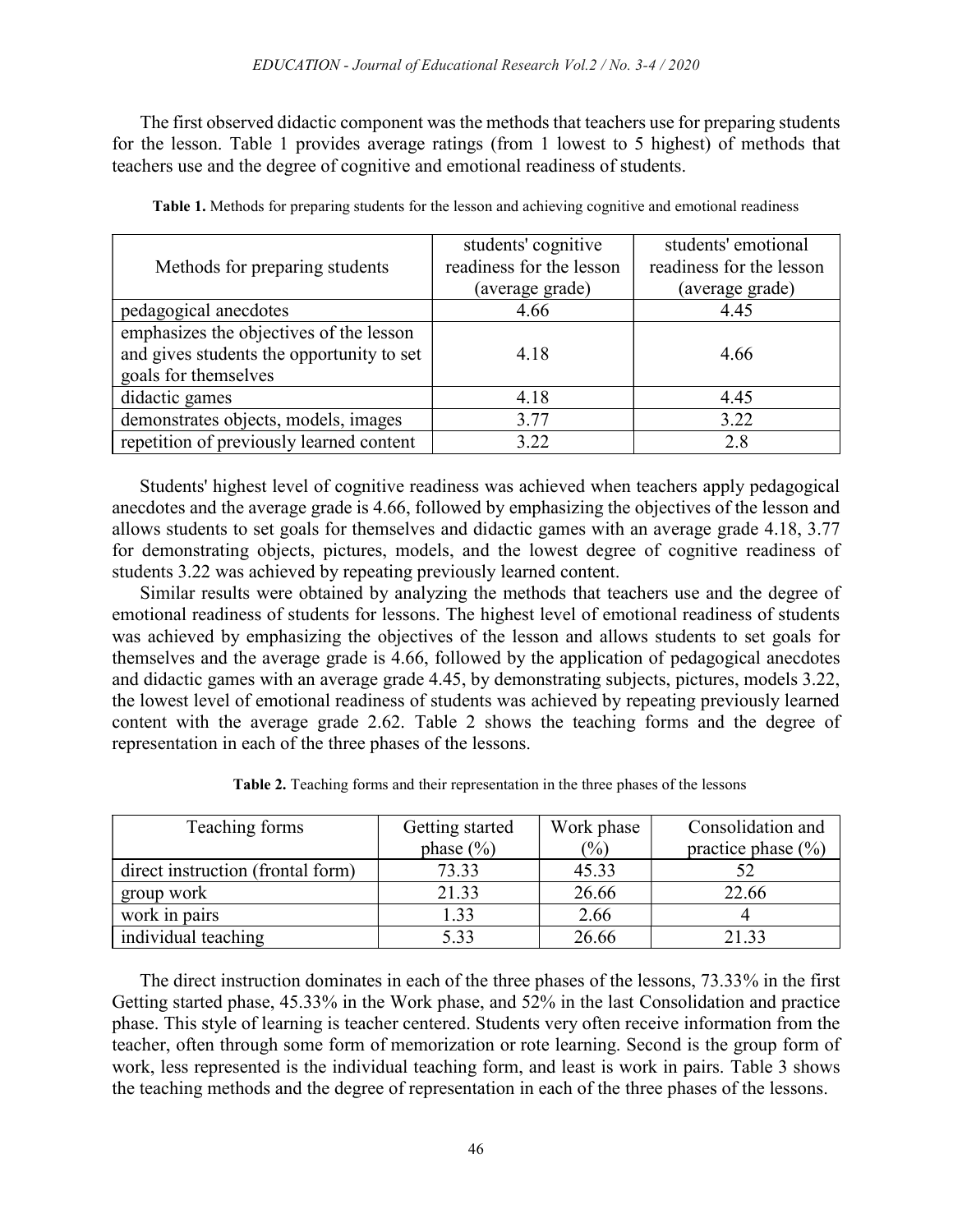The first observed didactic component was the methods that teachers use for preparing students for the lesson. Table 1 provides average ratings (from 1 lowest to 5 highest) of methods that teachers use and the degree of cognitive and emotional readiness of students.

**Table 1.** Methods for preparing students for the lesson and achieving cognitive and emotional readiness

| Methods for preparing students | students' cognitive readiness for the lesson (average grade) | students' emotional readiness for the lesson (average grade) |
|---|---|---|
| pedagogical anecdotes | 4.66 | 4.45 |
| emphasizes the objectives of the lesson and gives students the opportunity to set goals for themselves | 4.18 | 4.66 |
| didactic games | 4.18 | 4.45 |
| demonstrates objects, models, images | 3.77 | 3.22 |
| repetition of previously learned content | 3.22 | 2.8 |

Students' highest level of cognitive readiness was achieved when teachers apply pedagogical anecdotes and the average grade is 4.66, followed by emphasizing the objectives of the lesson and allows students to set goals for themselves and didactic games with an average grade 4.18, 3.77 for demonstrating objects, pictures, models, and the lowest degree of cognitive readiness of students 3.22 was achieved by repeating previously learned content.

Similar results were obtained by analyzing the methods that teachers use and the degree of emotional readiness of students for lessons. The highest level of emotional readiness of students was achieved by emphasizing the objectives of the lesson and allows students to set goals for themselves and the average grade is 4.66, followed by the application of pedagogical anecdotes and didactic games with an average grade 4.45, by demonstrating subjects, pictures, models 3.22, the lowest level of emotional readiness of students was achieved by repeating previously learned content with the average grade 2.62. Table 2 shows the teaching forms and the degree of representation in each of the three phases of the lessons.

**Table 2.** Teaching forms and their representation in the three phases of the lessons

| Teaching forms | Getting started phase (%) | Work phase (%) | Consolidation and practice phase (%) |
|---|---|---|---|
| direct instruction (frontal form) | 73.33 | 45.33 | 52 |
| group work | 21.33 | 26.66 | 22.66 |
| work in pairs | 1.33 | 2.66 | 4 |
| individual teaching | 5.33 | 26.66 | 21.33 |

The direct instruction dominates in each of the three phases of the lessons, 73.33% in the first Getting started phase, 45.33% in the Work phase, and 52% in the last Consolidation and practice phase. This style of learning is teacher centered. Students very often receive information from the teacher, often through some form of memorization or rote learning. Second is the group form of work, less represented is the individual teaching form, and least is work in pairs. Table 3 shows the teaching methods and the degree of representation in each of the three phases of the lessons.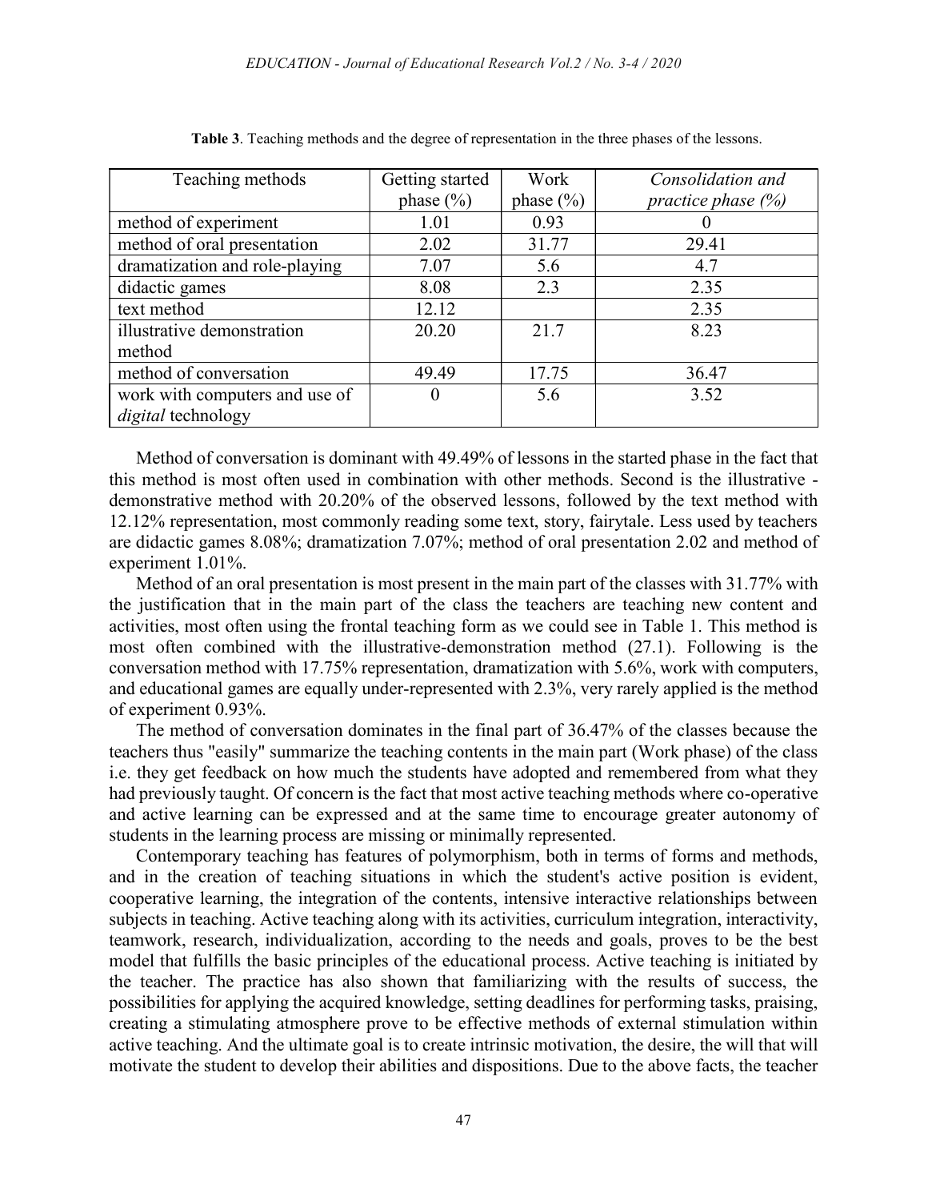**Table 3**. Teaching methods and the degree of representation in the three phases of the lessons.

| Teaching methods | Getting started phase (%) | Work phase (%) | *Consolidation and practice phase (%)* |
|---|---|---|---|
| method of experiment | 1.01 | 0.93 | 0 |
| method of oral presentation | 2.02 | 31.77 | 29.41 |
| dramatization and role-playing | 7.07 | 5.6 | 4.7 |
| didactic games | 8.08 | 2.3 | 2.35 |
| text method | 12.12 | | 2.35 |
| illustrative demonstration method | 20.20 | 21.7 | 8.23 |
| method of conversation | 49.49 | 17.75 | 36.47 |
| work with computers and use of *digital* technology | 0 | 5.6 | 3.52 |

Method of conversation is dominant with 49.49% of lessons in the started phase in the fact that this method is most often used in combination with other methods. Second is the illustrative - demonstrative method with 20.20% of the observed lessons, followed by the text method with 12.12% representation, most commonly reading some text, story, fairytale. Less used by teachers are didactic games 8.08%; dramatization 7.07%; method of oral presentation 2.02 and method of experiment 1.01%.

Method of an oral presentation is most present in the main part of the classes with 31.77% with the justification that in the main part of the class the teachers are teaching new content and activities, most often using the frontal teaching form as we could see in Table 1. This method is most often combined with the illustrative-demonstration method (27.1). Following is the conversation method with 17.75% representation, dramatization with 5.6%, work with computers, and educational games are equally under-represented with 2.3%, very rarely applied is the method of experiment 0.93%.

The method of conversation dominates in the final part of 36.47% of the classes because the teachers thus "easily" summarize the teaching contents in the main part (Work phase) of the class i.e. they get feedback on how much the students have adopted and remembered from what they had previously taught. Of concern is the fact that most active teaching methods where co-operative and active learning can be expressed and at the same time to encourage greater autonomy of students in the learning process are missing or minimally represented.

Contemporary teaching has features of polymorphism, both in terms of forms and methods, and in the creation of teaching situations in which the student's active position is evident, cooperative learning, the integration of the contents, intensive interactive relationships between subjects in teaching. Active teaching along with its activities, curriculum integration, interactivity, teamwork, research, individualization, according to the needs and goals, proves to be the best model that fulfills the basic principles of the educational process. Active teaching is initiated by the teacher. The practice has also shown that familiarizing with the results of success, the possibilities for applying the acquired knowledge, setting deadlines for performing tasks, praising, creating a stimulating atmosphere prove to be effective methods of external stimulation within active teaching. And the ultimate goal is to create intrinsic motivation, the desire, the will that will motivate the student to develop their abilities and dispositions. Due to the above facts, the teacher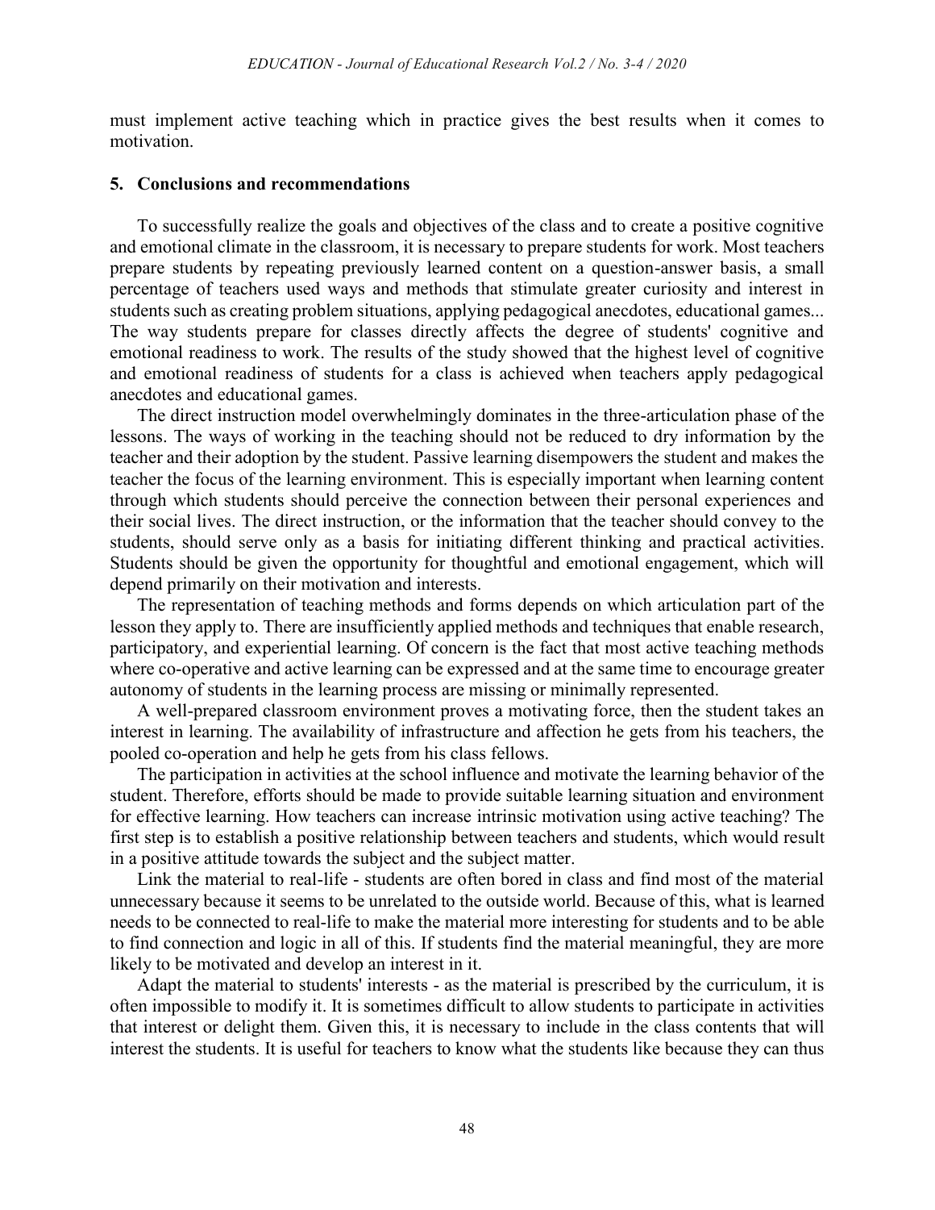must implement active teaching which in practice gives the best results when it comes to motivation.

## 5. Conclusions and recommendations

To successfully realize the goals and objectives of the class and to create a positive cognitive and emotional climate in the classroom, it is necessary to prepare students for work. Most teachers prepare students by repeating previously learned content on a question-answer basis, a small percentage of teachers used ways and methods that stimulate greater curiosity and interest in students such as creating problem situations, applying pedagogical anecdotes, educational games... The way students prepare for classes directly affects the degree of students' cognitive and emotional readiness to work. The results of the study showed that the highest level of cognitive and emotional readiness of students for a class is achieved when teachers apply pedagogical anecdotes and educational games.

The direct instruction model overwhelmingly dominates in the three-articulation phase of the lessons. The ways of working in the teaching should not be reduced to dry information by the teacher and their adoption by the student. Passive learning disempowers the student and makes the teacher the focus of the learning environment. This is especially important when learning content through which students should perceive the connection between their personal experiences and their social lives. The direct instruction, or the information that the teacher should convey to the students, should serve only as a basis for initiating different thinking and practical activities. Students should be given the opportunity for thoughtful and emotional engagement, which will depend primarily on their motivation and interests.

The representation of teaching methods and forms depends on which articulation part of the lesson they apply to. There are insufficiently applied methods and techniques that enable research, participatory, and experiential learning. Of concern is the fact that most active teaching methods where co-operative and active learning can be expressed and at the same time to encourage greater autonomy of students in the learning process are missing or minimally represented.

A well-prepared classroom environment proves a motivating force, then the student takes an interest in learning. The availability of infrastructure and affection he gets from his teachers, the pooled co-operation and help he gets from his class fellows.

The participation in activities at the school influence and motivate the learning behavior of the student. Therefore, efforts should be made to provide suitable learning situation and environment for effective learning. How teachers can increase intrinsic motivation using active teaching? The first step is to establish a positive relationship between teachers and students, which would result in a positive attitude towards the subject and the subject matter.

Link the material to real-life - students are often bored in class and find most of the material unnecessary because it seems to be unrelated to the outside world. Because of this, what is learned needs to be connected to real-life to make the material more interesting for students and to be able to find connection and logic in all of this. If students find the material meaningful, they are more likely to be motivated and develop an interest in it.

Adapt the material to students' interests - as the material is prescribed by the curriculum, it is often impossible to modify it. It is sometimes difficult to allow students to participate in activities that interest or delight them. Given this, it is necessary to include in the class contents that will interest the students. It is useful for teachers to know what the students like because they can thus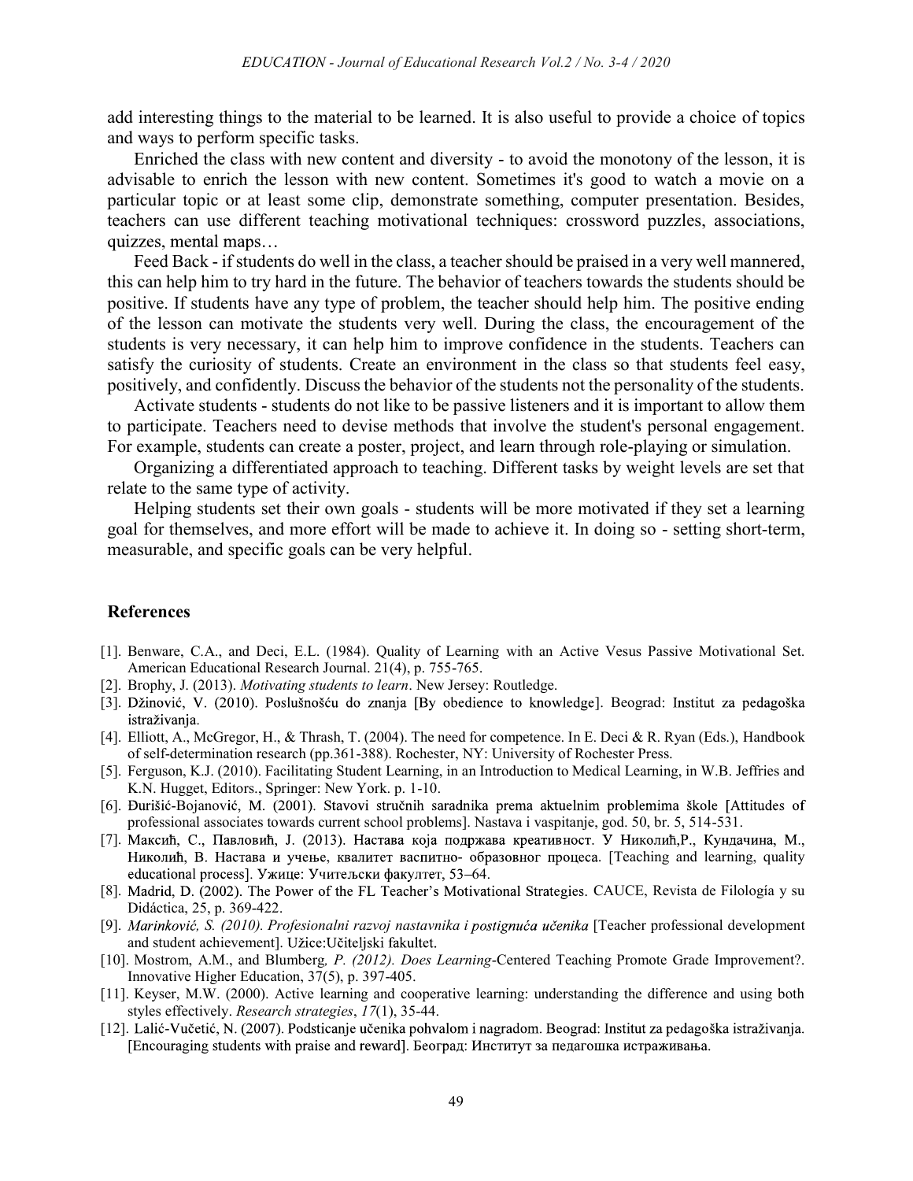add interesting things to the material to be learned. It is also useful to provide a choice of topics and ways to perform specific tasks.

Enriched the class with new content and diversity - to avoid the monotony of the lesson, it is advisable to enrich the lesson with new content. Sometimes it's good to watch a movie on a particular topic or at least some clip, demonstrate something, computer presentation. Besides, teachers can use different teaching motivational techniques: crossword puzzles, associations, quizzes, mental maps…

Feed Back - if students do well in the class, a teacher should be praised in a very well mannered, this can help him to try hard in the future. The behavior of teachers towards the students should be positive. If students have any type of problem, the teacher should help him. The positive ending of the lesson can motivate the students very well. During the class, the encouragement of the students is very necessary, it can help him to improve confidence in the students. Teachers can satisfy the curiosity of students. Create an environment in the class so that students feel easy, positively, and confidently. Discuss the behavior of the students not the personality of the students.

Activate students - students do not like to be passive listeners and it is important to allow them to participate. Teachers need to devise methods that involve the student's personal engagement. For example, students can create a poster, project, and learn through role-playing or simulation.

Organizing a differentiated approach to teaching. Different tasks by weight levels are set that relate to the same type of activity.

Helping students set their own goals - students will be more motivated if they set a learning goal for themselves, and more effort will be made to achieve it. In doing so - setting short-term, measurable, and specific goals can be very helpful.

## References

[1]. Benware, C.A., and Deci, E.L. (1984). Quality of Learning with an Active Vesus Passive Motivational Set. American Educational Research Journal. 21(4), p. 755-765.

[2]. Brophy, J. (2013). *Motivating students to learn*. New Jersey: Routledge.

[3]. Džinović, V. (2010). Poslušnošću do znanja [By obedience to knowledge]. Beograd: Institut za pedagoška istraživanja.

[4]. Elliott, A., McGregor, H., & Thrash, T. (2004). The need for competence. In E. Deci & R. Ryan (Eds.), Handbook of self-determination research (pp.361-388). Rochester, NY: University of Rochester Press.

[5]. Ferguson, K.J. (2010). Facilitating Student Learning, in an Introduction to Medical Learning, in W.B. Jeffries and K.N. Hugget, Editors., Springer: New York. p. 1-10.

[6]. Đurišić-Bojanović, M. (2001). Stavovi stručnih saradnika prema aktuelnim problemima škole [Attitudes of professional associates towards current school problems]. Nastava i vaspitanje, god. 50, br. 5, 514-531.

[7]. Максић, С., Павловић, Ј. (2013). Настава која подржава креативност. У Николић,Р., Кундачина, М., Николић, В. Настава и учење, квалитет васпитно- образовног процеса. [Teaching and learning, quality educational process]. Ужице: Учитељски факултет, 53–64.

[8]. Madrid, D. (2002). The Power of the FL Teacher's Motivational Strategies. CAUCE, Revista de Filología y su Didáctica, 25, p. 369-422.

[9]. *Marinković, S. (2010). Profesionalni razvoj nastavnika i postignuća učenika* [Teacher professional development and student achievement]. Užice:Učiteljski fakultet.

[10]. Mostrom, A.M., and Blumberg*, P. (2012). Does Learning*-Centered Teaching Promote Grade Improvement?. Innovative Higher Education, 37(5), p. 397-405.

[11]. Keyser, M.W. (2000). Active learning and cooperative learning: understanding the difference and using both styles effectively. *Research strategies*, *17*(1), 35-44.

[12]. Lalić-Vučetić, N. (2007). Podsticanje učenika pohvalom i nagradom. Beograd: Institut za pedagoška istraživanja. [Encouraging students with praise and reward]. Београд: Институт за педагошка истраживања.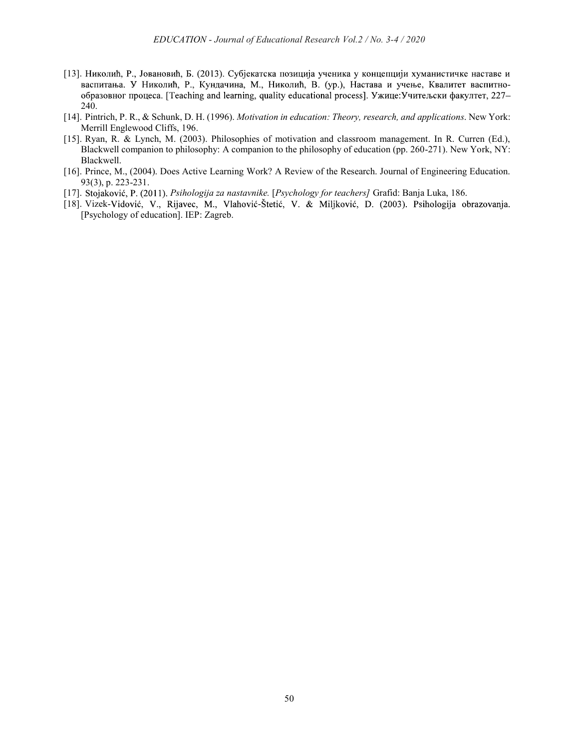[13]. Николић, Р., Јовановић, Б. (2013). Субјекатска позиција ученика у концепцији хуманистичке наставе и васпитања. У Николић, Р., Кундачина, М., Николић, В. (ур.), Настава и учење, Квалитет васпитно-образовног процеса. [Teaching and learning, quality educational process]. Ужице:Учитељски факултет, 227–240.

[14]. Pintrich, P. R., & Schunk, D. H. (1996). *Motivation in education: Theory, research, and applications*. New York: Merrill Englewood Cliffs, 196.

[15]. Ryan, R. & Lynch, M. (2003). Philosophies of motivation and classroom management. In R. Curren (Ed.), Blackwell companion to philosophy: A companion to the philosophy of education (pp. 260-271). New York, NY: Blackwell.

[16]. Prince, M., (2004). Does Active Learning Work? A Review of the Research. Journal of Engineering Education. 93(3), p. 223-231.

[17]. Stojaković, P. (2011). *Psihologija za nastavnike.* [*Psychology for teachers]* Grafid: Banja Luka, 186.

[18]. Vizek-Vidović, V., Rijavec, M., Vlahović-Štetić, V. & Miljković, D. (2003). Psihologija obrazovanja. [Psychology of education]. IEP: Zagreb.